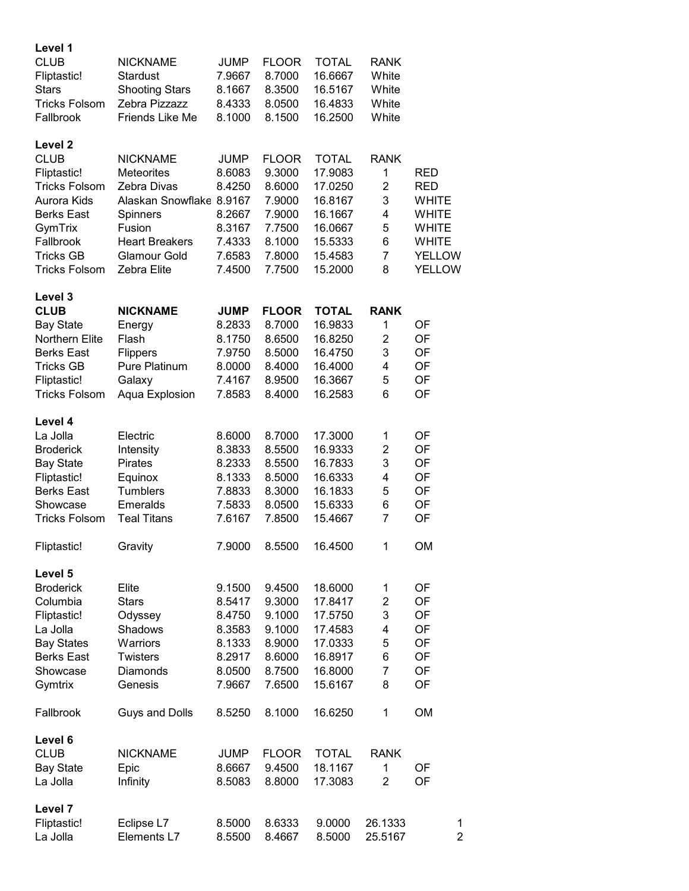## Level 1

| CLUB | NICKNAME | JUMP | FLOOR | TOTAL | RANK |
|---|---|---|---|---|---|
| Fliptastic! | Stardust | 7.9667 | 8.7000 | 16.6667 | White |
| Stars | Shooting Stars | 8.1667 | 8.3500 | 16.5167 | White |
| Tricks Folsom | Zebra Pizzazz | 8.4333 | 8.0500 | 16.4833 | White |
| Fallbrook | Friends Like Me | 8.1000 | 8.1500 | 16.2500 | White |

## Level 2

| CLUB | NICKNAME | JUMP | FLOOR | TOTAL | RANK | |
|---|---|---|---|---|---|---|
| Fliptastic! | Meteorites | 8.6083 | 9.3000 | 17.9083 | 1 | RED |
| Tricks Folsom | Zebra Divas | 8.4250 | 8.6000 | 17.0250 | 2 | RED |
| Aurora Kids | Alaskan Snowflake | 8.9167 | 7.9000 | 16.8167 | 3 | WHITE |
| Berks East | Spinners | 8.2667 | 7.9000 | 16.1667 | 4 | WHITE |
| GymTrix | Fusion | 8.3167 | 7.7500 | 16.0667 | 5 | WHITE |
| Fallbrook | Heart Breakers | 7.4333 | 8.1000 | 15.5333 | 6 | WHITE |
| Tricks GB | Glamour Gold | 7.6583 | 7.8000 | 15.4583 | 7 | YELLOW |
| Tricks Folsom | Zebra Elite | 7.4500 | 7.7500 | 15.2000 | 8 | YELLOW |

## Level 3

| **CLUB** | **NICKNAME** | **JUMP** | **FLOOR** | **TOTAL** | **RANK** | |
|---|---|---|---|---|---|---|
| Bay State | Energy | 8.2833 | 8.7000 | 16.9833 | 1 | OF |
| Northern Elite | Flash | 8.1750 | 8.6500 | 16.8250 | 2 | OF |
| Berks East | Flippers | 7.9750 | 8.5000 | 16.4750 | 3 | OF |
| Tricks GB | Pure Platinum | 8.0000 | 8.4000 | 16.4000 | 4 | OF |
| Fliptastic! | Galaxy | 7.4167 | 8.9500 | 16.3667 | 5 | OF |
| Tricks Folsom | Aqua Explosion | 7.8583 | 8.4000 | 16.2583 | 6 | OF |

## Level 4

| | | | | | | |
|---|---|---|---|---|---|---|
| La Jolla | Electric | 8.6000 | 8.7000 | 17.3000 | 1 | OF |
| Broderick | Intensity | 8.3833 | 8.5500 | 16.9333 | 2 | OF |
| Bay State | Pirates | 8.2333 | 8.5500 | 16.7833 | 3 | OF |
| Fliptastic! | Equinox | 8.1333 | 8.5000 | 16.6333 | 4 | OF |
| Berks East | Tumblers | 7.8833 | 8.3000 | 16.1833 | 5 | OF |
| Showcase | Emeralds | 7.5833 | 8.0500 | 15.6333 | 6 | OF |
| Tricks Folsom | Teal Titans | 7.6167 | 7.8500 | 15.4667 | 7 | OF |
| | | | | | | |
| Fliptastic! | Gravity | 7.9000 | 8.5500 | 16.4500 | 1 | OM |

## Level 5

| | | | | | | |
|---|---|---|---|---|---|---|
| Broderick | Elite | 9.1500 | 9.4500 | 18.6000 | 1 | OF |
| Columbia | Stars | 8.5417 | 9.3000 | 17.8417 | 2 | OF |
| Fliptastic! | Odyssey | 8.4750 | 9.1000 | 17.5750 | 3 | OF |
| La Jolla | Shadows | 8.3583 | 9.1000 | 17.4583 | 4 | OF |
| Bay States | Warriors | 8.1333 | 8.9000 | 17.0333 | 5 | OF |
| Berks East | Twisters | 8.2917 | 8.6000 | 16.8917 | 6 | OF |
| Showcase | Diamonds | 8.0500 | 8.7500 | 16.8000 | 7 | OF |
| Gymtrix | Genesis | 7.9667 | 7.6500 | 15.6167 | 8 | OF |
| | | | | | | |
| Fallbrook | Guys and Dolls | 8.5250 | 8.1000 | 16.6250 | 1 | OM |

## Level 6

| CLUB | NICKNAME | JUMP | FLOOR | TOTAL | RANK | |
|---|---|---|---|---|---|---|
| Bay State | Epic | 8.6667 | 9.4500 | 18.1167 | 1 | OF |
| La Jolla | Infinity | 8.5083 | 8.8000 | 17.3083 | 2 | OF |

## Level 7

| | | | | | | |
|---|---|---|---|---|---|---|
| Fliptastic! | Eclipse L7 | 8.5000 | 8.6333 | 9.0000 | 26.1333 | 1 |
| La Jolla | Elements L7 | 8.5500 | 8.4667 | 8.5000 | 25.5167 | 2 |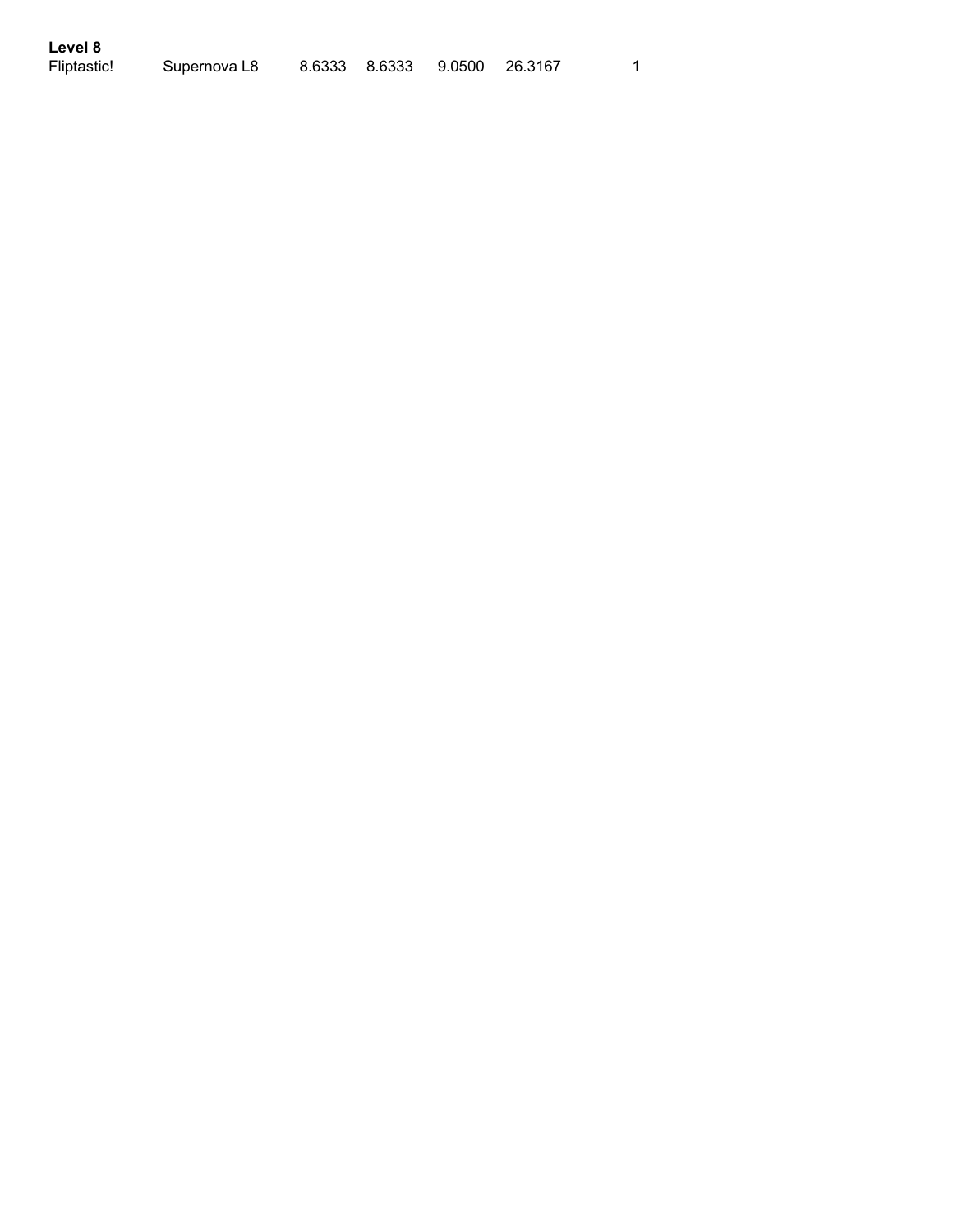**Level 8**

| | | | | | | |
|---|---|---|---|---|---|---|
| Fliptastic! | Supernova L8 | 8.6333 | 8.6333 | 9.0500 | 26.3167 | 1 |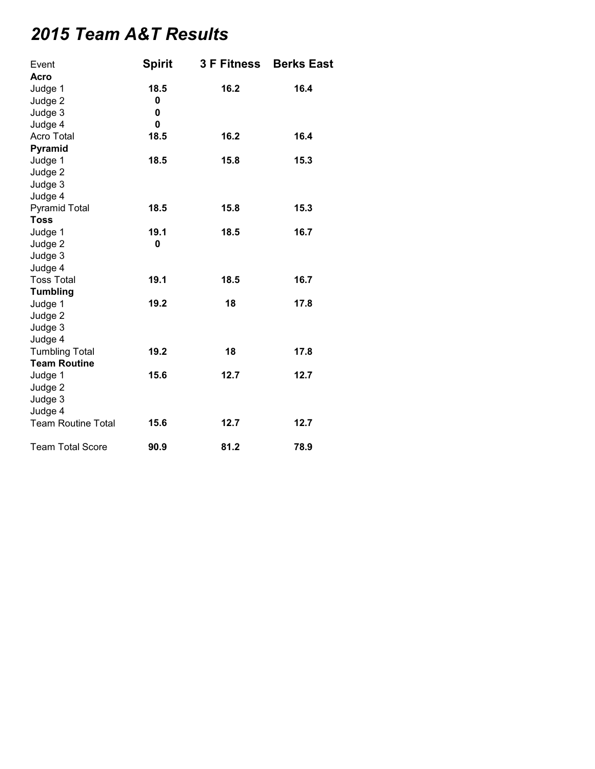# *2015 Team A&T Results*

| Event | Spirit | 3 F Fitness | Berks East |
|---|---|---|---|
| **Acro** | | | |
| Judge 1 | **18.5** | **16.2** | **16.4** |
| Judge 2 | **0** | | |
| Judge 3 | **0** | | |
| Judge 4 | **0** | | |
| Acro Total | **18.5** | **16.2** | **16.4** |
| **Pyramid** | | | |
| Judge 1 | **18.5** | **15.8** | **15.3** |
| Judge 2 | | | |
| Judge 3 | | | |
| Judge 4 | | | |
| Pyramid Total | **18.5** | **15.8** | **15.3** |
| **Toss** | | | |
| Judge 1 | **19.1** | **18.5** | **16.7** |
| Judge 2 | **0** | | |
| Judge 3 | | | |
| Judge 4 | | | |
| Toss Total | **19.1** | **18.5** | **16.7** |
| **Tumbling** | | | |
| Judge 1 | **19.2** | **18** | **17.8** |
| Judge 2 | | | |
| Judge 3 | | | |
| Judge 4 | | | |
| Tumbling Total | **19.2** | **18** | **17.8** |
| **Team Routine** | | | |
| Judge 1 | **15.6** | **12.7** | **12.7** |
| Judge 2 | | | |
| Judge 3 | | | |
| Judge 4 | | | |
| Team Routine Total | **15.6** | **12.7** | **12.7** |
| Team Total Score | **90.9** | **81.2** | **78.9** |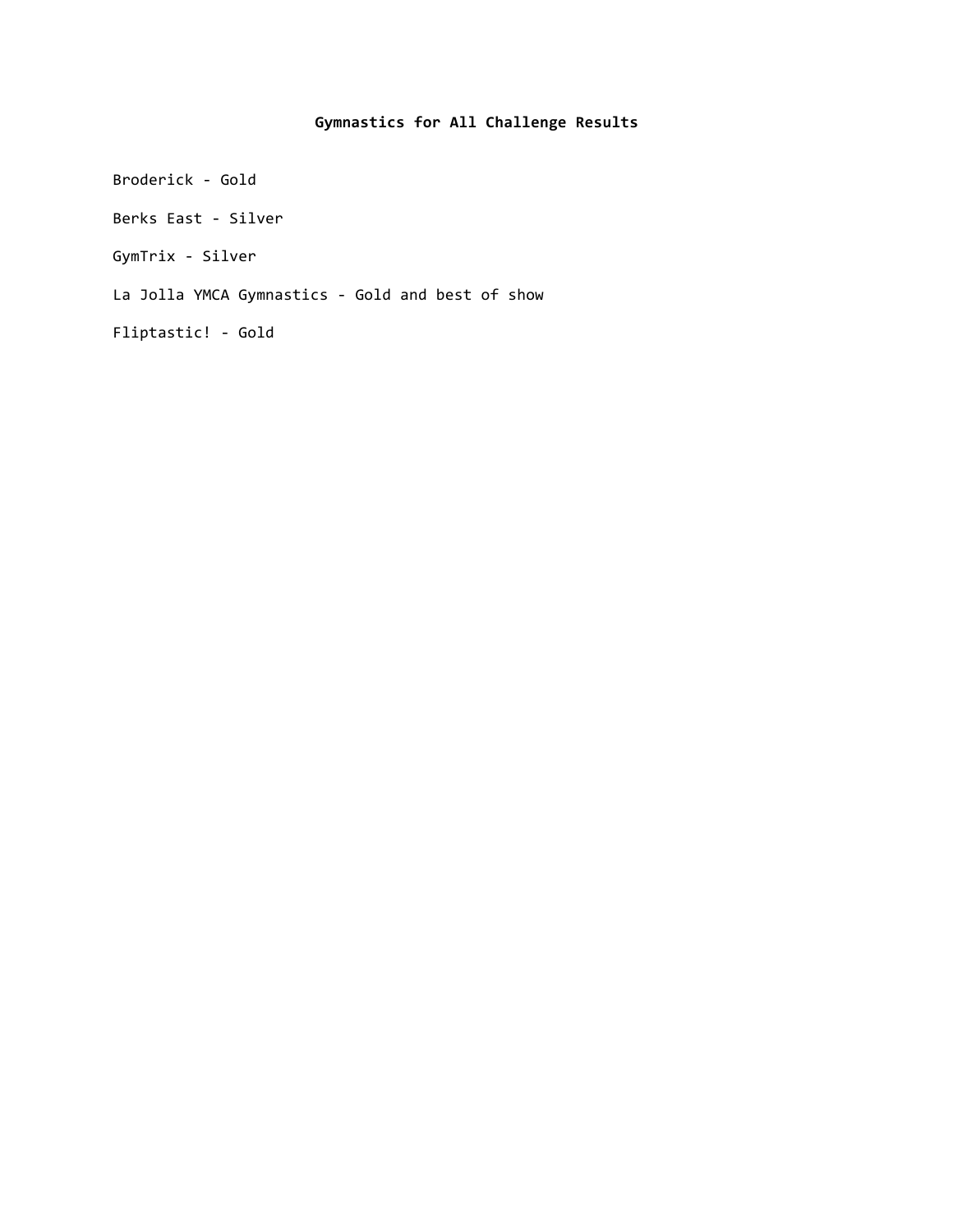**Gymnastics for All Challenge Results**

Broderick - Gold

Berks East - Silver

GymTrix - Silver

La Jolla YMCA Gymnastics - Gold and best of show

Fliptastic! - Gold